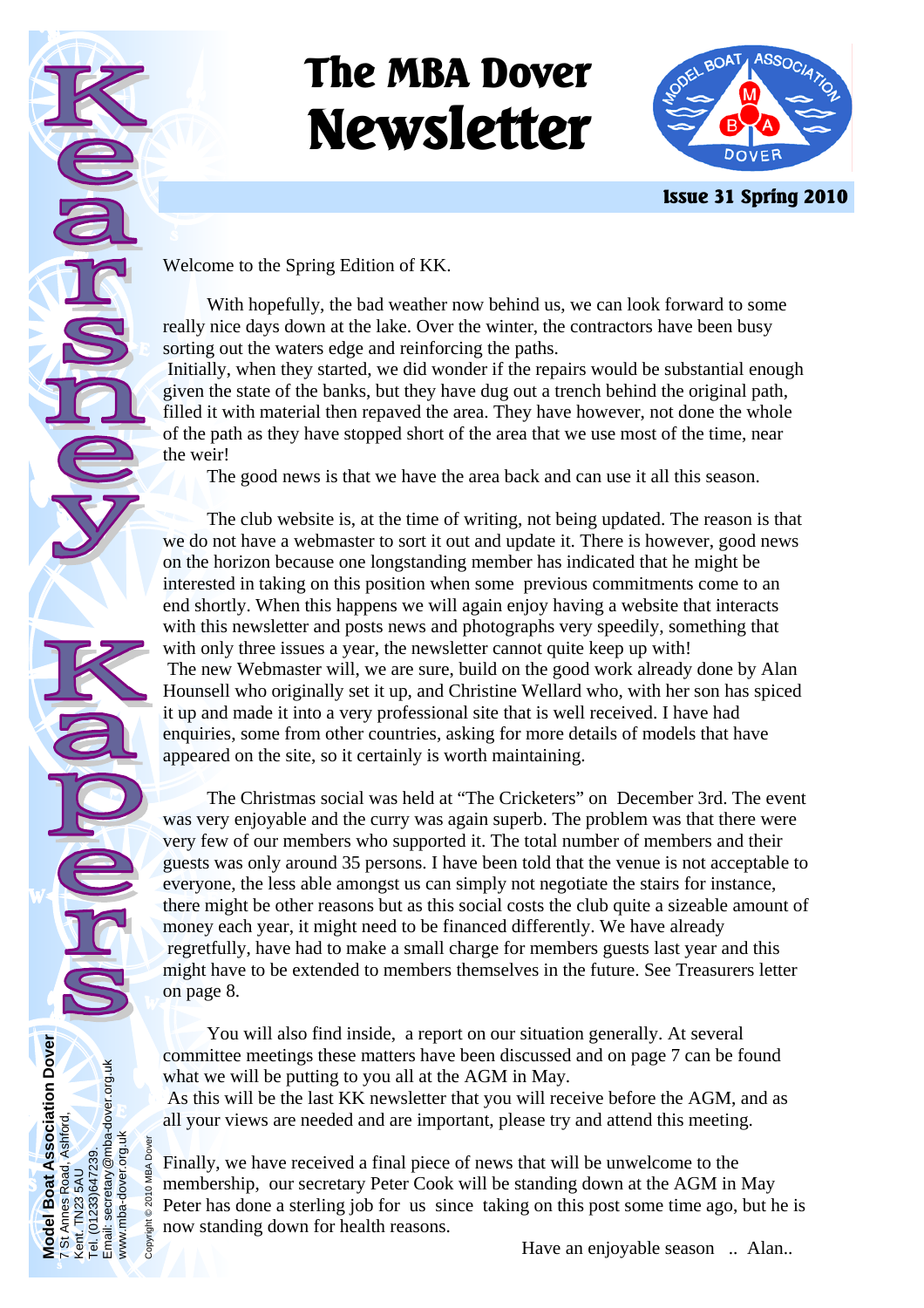# The MBA Dover Newsletter

**Issue 31 Spring 2010**

Kearsney Kapers

Welcome to the Spring Edition of KK.

With hopefully, the bad weather now behind us, we can look forward to some really nice days down at the lake. Over the winter, the contractors have been busy sorting out the waters edge and reinforcing the paths.

Initially, when they started, we did wonder if the repairs would be substantial enough given the state of the banks, but they have dug out a trench behind the original path, filled it with material then repaved the area. They have however, not done the whole of the path as they have stopped short of the area that we use most of the time, near the weir!

The good news is that we have the area back and can use it all this season.

The club website is, at the time of writing, not being updated. The reason is that we do not have a webmaster to sort it out and update it. There is however, good news on the horizon because one longstanding member has indicated that he might be interested in taking on this position when some previous commitments come to an end shortly. When this happens we will again enjoy having a website that interacts with this newsletter and posts news and photographs very speedily, something that with only three issues a year, the newsletter cannot quite keep up with!

The new Webmaster will, we are sure, build on the good work already done by Alan Hounsell who originally set it up, and Christine Wellard who, with her son has spiced it up and made it into a very professional site that is well received. I have had enquiries, some from other countries, asking for more details of models that have appeared on the site, so it certainly is worth maintaining.

The Christmas social was held at "The Cricketers" on December 3rd. The event was very enjoyable and the curry was again superb. The problem was that there were very few of our members who supported it. The total number of members and their guests was only around 35 persons. I have been told that the venue is not acceptable to everyone, the less able amongst us can simply not negotiate the stairs for instance, there might be other reasons but as this social costs the club quite a sizeable amount of money each year, it might need to be financed differently. We have already regretfully, have had to make a small charge for members guests last year and this might have to be extended to members themselves in the future. See Treasurers letter on page 8.

You will also find inside, a report on our situation generally. At several committee meetings these matters have been discussed and on page 7 can be found what we will be putting to you all at the AGM in May.

As this will be the last KK newsletter that you will receive before the AGM, and as all your views are needed and are important, please try and attend this meeting.

Finally, we have received a final piece of news that will be unwelcome to the membership, our secretary Peter Cook will be standing down at the AGM in May Peter has done a sterling job for us since taking on this post some time ago, but he is now standing down for health reasons.

Have an enjoyable season .. Alan..

**Model Boat Association Dover**
7 St Annes Road, Ashford,
Kent. TN23 5AU
Tel. (01233)647239.
Email: secretary@mba-dover.org.uk
www.mba-dover.org.uk

Copyright © 2010 MBA Dover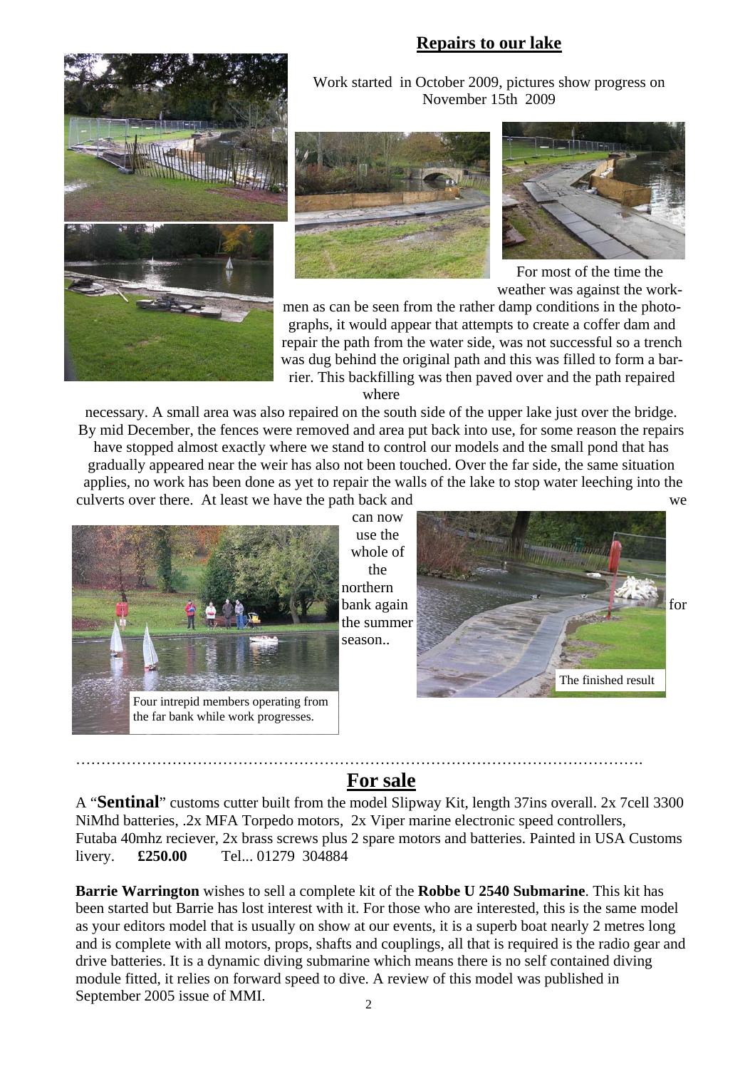## Repairs to our lake

Work started in October 2009, pictures show progress on November 15th 2009

For most of the time the weather was against the work-men as can be seen from the rather damp conditions in the photo-graphs, it would appear that attempts to create a coffer dam and repair the path from the water side, was not successful so a trench was dug behind the original path and this was filled to form a bar-rier. This backfilling was then paved over and the path repaired where necessary. A small area was also repaired on the south side of the upper lake just over the bridge. By mid December, the fences were removed and area put back into use, for some reason the repairs have stopped almost exactly where we stand to control our models and the small pond that has gradually appeared near the weir has also not been touched. Over the far side, the same situation applies, no work has been done as yet to repair the walls of the lake to stop water leeching into the culverts over there. At least we have the path back and we can now use the whole of the northern bank again for the summer season..

Four intrepid members operating from the far bank while work progresses.

The finished result

……………………………………………………………………………………………….

## For sale

A "**Sentinal**" customs cutter built from the model Slipway Kit, length 37ins overall. 2x 7cell 3300 NiMhd batteries, .2x MFA Torpedo motors, 2x Viper marine electronic speed controllers, Futaba 40mhz reciever, 2x brass screws plus 2 spare motors and batteries. Painted in USA Customs livery. **£250.00** Tel... 01279 304884

**Barrie Warrington** wishes to sell a complete kit of the **Robbe U 2540 Submarine**. This kit has been started but Barrie has lost interest with it. For those who are interested, this is the same model as your editors model that is usually on show at our events, it is a superb boat nearly 2 metres long and is complete with all motors, props, shafts and couplings, all that is required is the radio gear and drive batteries. It is a dynamic diving submarine which means there is no self contained diving module fitted, it relies on forward speed to dive. A review of this model was published in September 2005 issue of MMI.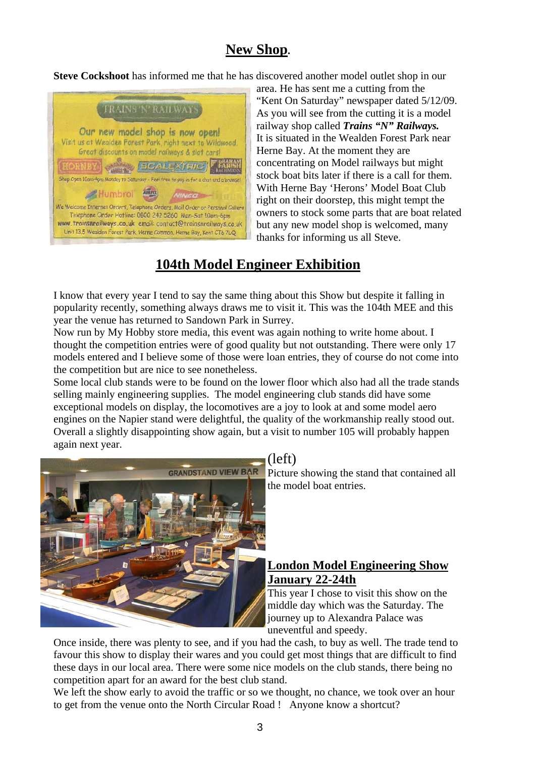## New Shop.

**Steve Cockshoot** has informed me that he has discovered another model outlet shop in our area. He has sent me a cutting from the "Kent On Saturday" newspaper dated 5/12/09. As you will see from the cutting it is a model railway shop called ***Trains "N" Railways.*** It is situated in the Wealden Forest Park near Herne Bay. At the moment they are concentrating on Model railways but might stock boat bits later if there is a call for them. With Herne Bay 'Herons' Model Boat Club right on their doorstep, this might tempt the owners to stock some parts that are boat related but any new model shop is welcomed, many thanks for informing us all Steve.

## 104th Model Engineer Exhibition

I know that every year I tend to say the same thing about this Show but despite it falling in popularity recently, something always draws me to visit it. This was the 104th MEE and this year the venue has returned to Sandown Park in Surrey.

Now run by My Hobby store media, this event was again nothing to write home about. I thought the competition entries were of good quality but not outstanding. There were only 17 models entered and I believe some of those were loan entries, they of course do not come into the competition but are nice to see nonetheless.

Some local club stands were to be found on the lower floor which also had all the trade stands selling mainly engineering supplies. The model engineering club stands did have some exceptional models on display, the locomotives are a joy to look at and some model aero engines on the Napier stand were delightful, the quality of the workmanship really stood out. Overall a slightly disappointing show again, but a visit to number 105 will probably happen again next year.

(left)
Picture showing the stand that contained all the model boat entries.

## London Model Engineering Show January 22-24th

This year I chose to visit this show on the middle day which was the Saturday. The journey up to Alexandra Palace was uneventful and speedy.

Once inside, there was plenty to see, and if you had the cash, to buy as well. The trade tend to favour this show to display their wares and you could get most things that are difficult to find these days in our local area. There were some nice models on the club stands, there being no competition apart for an award for the best club stand.

We left the show early to avoid the traffic or so we thought, no chance, we took over an hour to get from the venue onto the North Circular Road ! Anyone know a shortcut?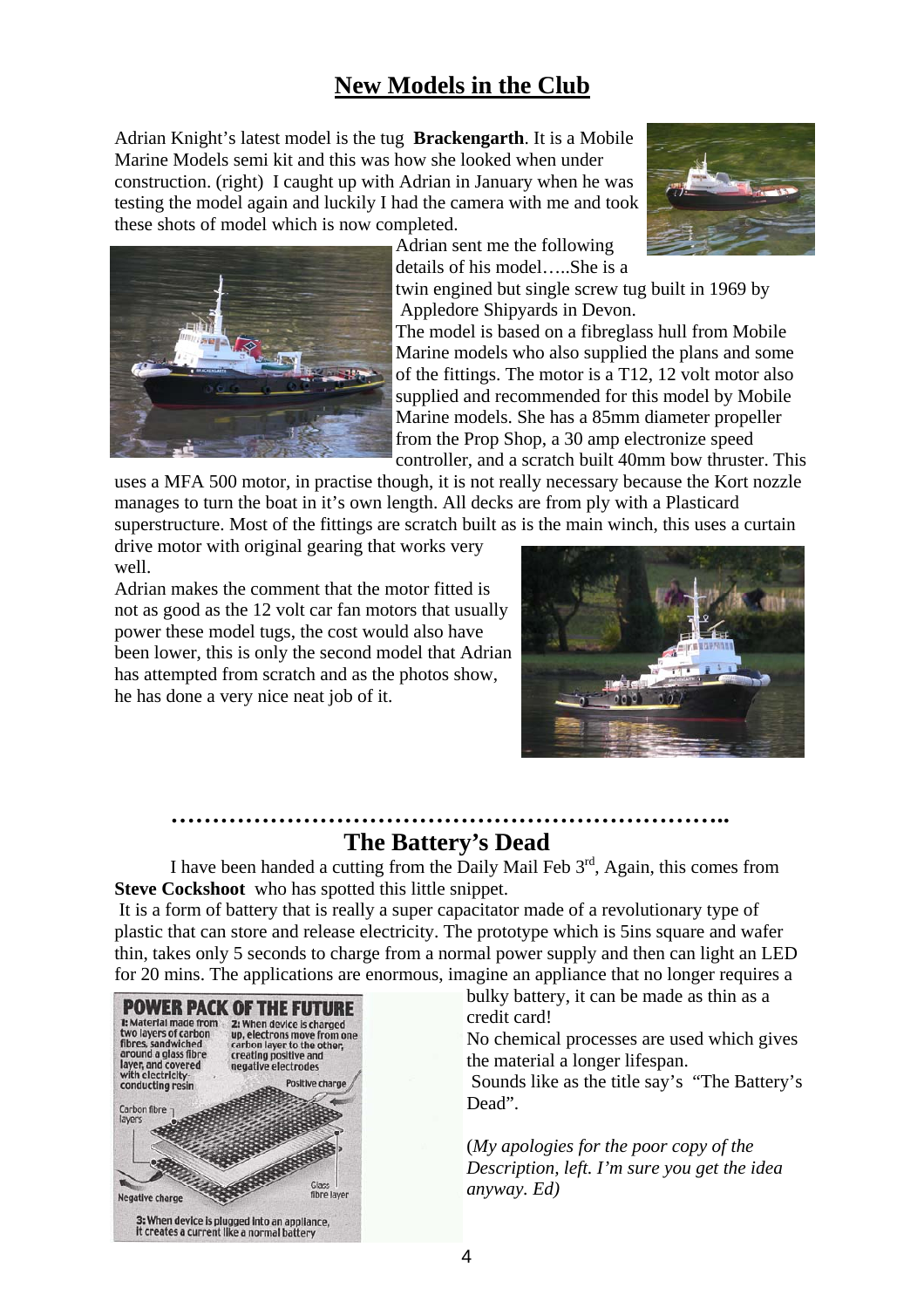# New Models in the Club

Adrian Knight's latest model is the tug **Brackengarth**. It is a Mobile Marine Models semi kit and this was how she looked when under construction. (right) I caught up with Adrian in January when he was testing the model again and luckily I had the camera with me and took these shots of model which is now completed.

Adrian sent me the following details of his model…..She is a twin engined but single screw tug built in 1969 by Appledore Shipyards in Devon.

The model is based on a fibreglass hull from Mobile Marine models who also supplied the plans and some of the fittings. The motor is a T12, 12 volt motor also supplied and recommended for this model by Mobile Marine models. She has a 85mm diameter propeller from the Prop Shop, a 30 amp electronize speed controller, and a scratch built 40mm bow thruster. This uses a MFA 500 motor, in practise though, it is not really necessary because the Kort nozzle manages to turn the boat in it's own length. All decks are from ply with a Plasticard superstructure. Most of the fittings are scratch built as is the main winch, this uses a curtain drive motor with original gearing that works very well.

Adrian makes the comment that the motor fitted is not as good as the 12 volt car fan motors that usually power these model tugs, the cost would also have been lower, this is only the second model that Adrian has attempted from scratch and as the photos show, he has done a very nice neat job of it.

……………………………………………………………..

## The Battery's Dead

I have been handed a cutting from the Daily Mail Feb 3rd, Again, this comes from **Steve Cockshoot** who has spotted this little snippet.

It is a form of battery that is really a super capacitator made of a revolutionary type of plastic that can store and release electricity. The prototype which is 5ins square and wafer thin, takes only 5 seconds to charge from a normal power supply and then can light an LED for 20 mins. The applications are enormous, imagine an appliance that no longer requires a bulky battery, it can be made as thin as a credit card!

No chemical processes are used which gives the material a longer lifespan.

Sounds like as the title say's "The Battery's Dead".

(*My apologies for the poor copy of the Description, left. I'm sure you get the idea anyway. Ed)*

**POWER PACK OF THE FUTURE**

1: Material made from two layers of carbon fibres, sandwiched around a glass fibre layer, and covered with electricity-conducting resin

2: When device is charged up, electrons move from one carbon layer to the other, creating positive and negative electrodes

3: When device is plugged into an appliance, it creates a current like a normal battery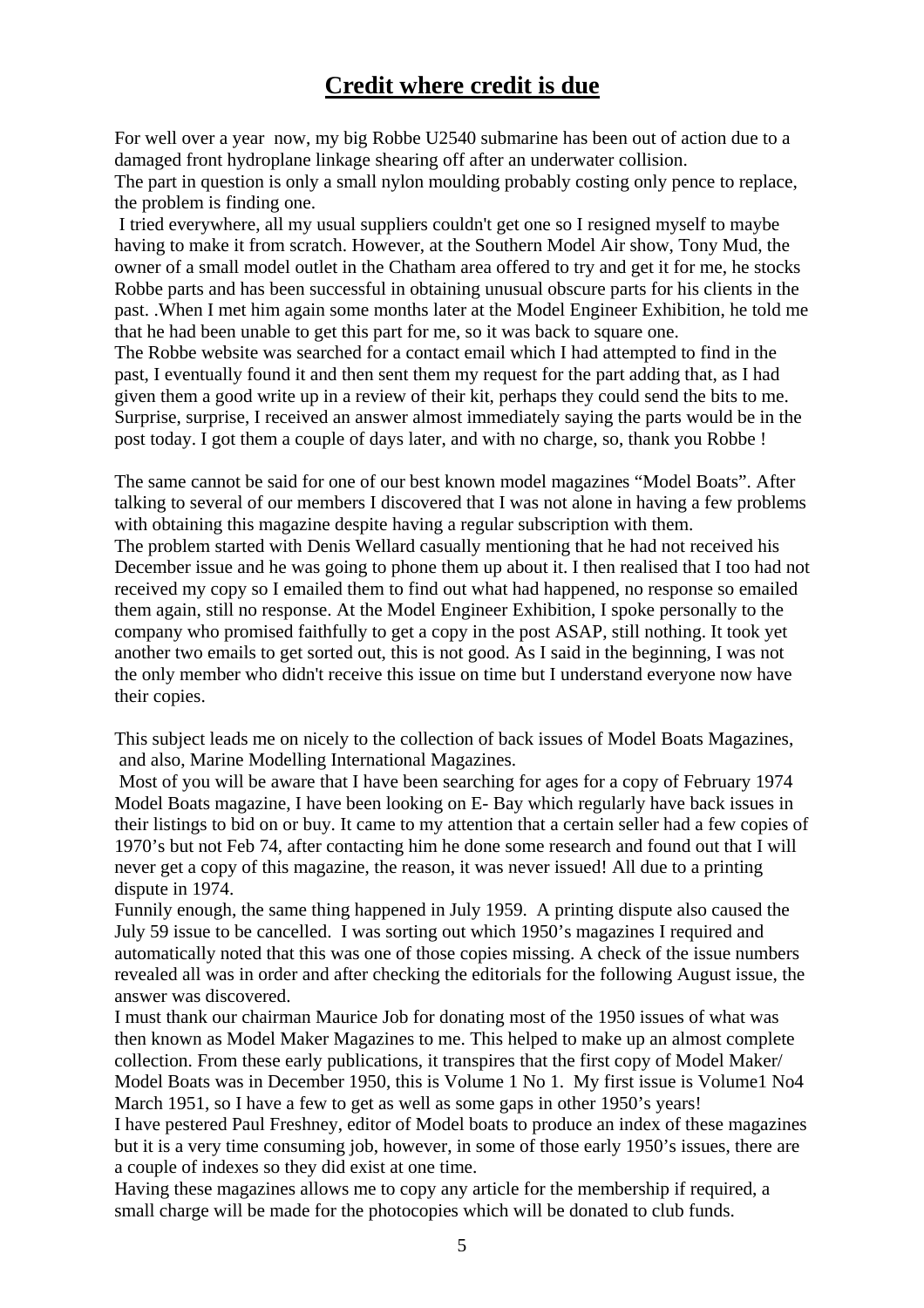# Credit where credit is due

For well over a year now, my big Robbe U2540 submarine has been out of action due to a damaged front hydroplane linkage shearing off after an underwater collision.
The part in question is only a small nylon moulding probably costing only pence to replace, the problem is finding one.
I tried everywhere, all my usual suppliers couldn't get one so I resigned myself to maybe having to make it from scratch. However, at the Southern Model Air show, Tony Mud, the owner of a small model outlet in the Chatham area offered to try and get it for me, he stocks Robbe parts and has been successful in obtaining unusual obscure parts for his clients in the past. .When I met him again some months later at the Model Engineer Exhibition, he told me that he had been unable to get this part for me, so it was back to square one.
The Robbe website was searched for a contact email which I had attempted to find in the past, I eventually found it and then sent them my request for the part adding that, as I had given them a good write up in a review of their kit, perhaps they could send the bits to me. Surprise, surprise, I received an answer almost immediately saying the parts would be in the post today. I got them a couple of days later, and with no charge, so, thank you Robbe !

The same cannot be said for one of our best known model magazines "Model Boats". After talking to several of our members I discovered that I was not alone in having a few problems with obtaining this magazine despite having a regular subscription with them.
The problem started with Denis Wellard casually mentioning that he had not received his December issue and he was going to phone them up about it. I then realised that I too had not received my copy so I emailed them to find out what had happened, no response so emailed them again, still no response. At the Model Engineer Exhibition, I spoke personally to the company who promised faithfully to get a copy in the post ASAP, still nothing. It took yet another two emails to get sorted out, this is not good. As I said in the beginning, I was not the only member who didn't receive this issue on time but I understand everyone now have their copies.

This subject leads me on nicely to the collection of back issues of Model Boats Magazines, and also, Marine Modelling International Magazines.
Most of you will be aware that I have been searching for ages for a copy of February 1974 Model Boats magazine, I have been looking on E- Bay which regularly have back issues in their listings to bid on or buy. It came to my attention that a certain seller had a few copies of 1970's but not Feb 74, after contacting him he done some research and found out that I will never get a copy of this magazine, the reason, it was never issued! All due to a printing dispute in 1974.
Funnily enough, the same thing happened in July 1959. A printing dispute also caused the July 59 issue to be cancelled. I was sorting out which 1950's magazines I required and automatically noted that this was one of those copies missing. A check of the issue numbers revealed all was in order and after checking the editorials for the following August issue, the answer was discovered.
I must thank our chairman Maurice Job for donating most of the 1950 issues of what was then known as Model Maker Magazines to me. This helped to make up an almost complete collection. From these early publications, it transpires that the first copy of Model Maker/ Model Boats was in December 1950, this is Volume 1 No 1. My first issue is Volume1 No4 March 1951, so I have a few to get as well as some gaps in other 1950's years!
I have pestered Paul Freshney, editor of Model boats to produce an index of these magazines but it is a very time consuming job, however, in some of those early 1950's issues, there are a couple of indexes so they did exist at one time.
Having these magazines allows me to copy any article for the membership if required, a small charge will be made for the photocopies which will be donated to club funds.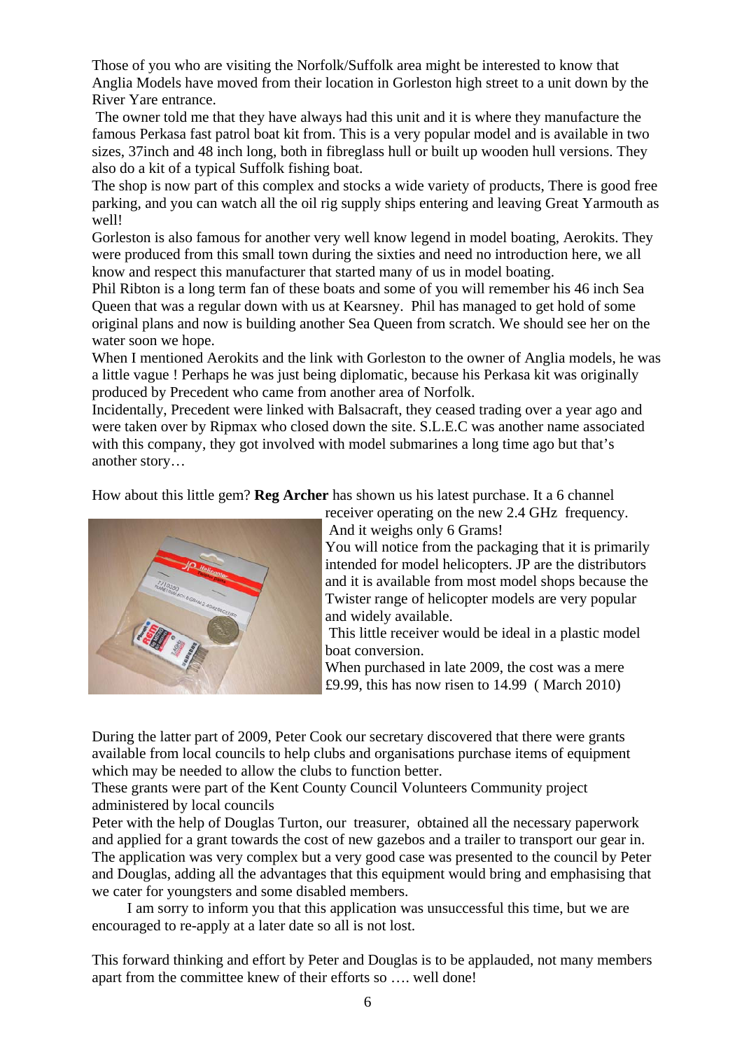Those of you who are visiting the Norfolk/Suffolk area might be interested to know that Anglia Models have moved from their location in Gorleston high street to a unit down by the River Yare entrance.

The owner told me that they have always had this unit and it is where they manufacture the famous Perkasa fast patrol boat kit from. This is a very popular model and is available in two sizes, 37inch and 48 inch long, both in fibreglass hull or built up wooden hull versions. They also do a kit of a typical Suffolk fishing boat.

The shop is now part of this complex and stocks a wide variety of products, There is good free parking, and you can watch all the oil rig supply ships entering and leaving Great Yarmouth as well!

Gorleston is also famous for another very well know legend in model boating, Aerokits. They were produced from this small town during the sixties and need no introduction here, we all know and respect this manufacturer that started many of us in model boating.

Phil Ribton is a long term fan of these boats and some of you will remember his 46 inch Sea Queen that was a regular down with us at Kearsney. Phil has managed to get hold of some original plans and now is building another Sea Queen from scratch. We should see her on the water soon we hope.

When I mentioned Aerokits and the link with Gorleston to the owner of Anglia models, he was a little vague ! Perhaps he was just being diplomatic, because his Perkasa kit was originally produced by Precedent who came from another area of Norfolk.

Incidentally, Precedent were linked with Balsacraft, they ceased trading over a year ago and were taken over by Ripmax who closed down the site. S.L.E.C was another name associated with this company, they got involved with model submarines a long time ago but that's another story…

How about this little gem? **Reg Archer** has shown us his latest purchase. It a 6 channel receiver operating on the new 2.4 GHz frequency.

And it weighs only 6 Grams!

You will notice from the packaging that it is primarily intended for model helicopters. JP are the distributors and it is available from most model shops because the Twister range of helicopter models are very popular and widely available.

This little receiver would be ideal in a plastic model boat conversion.

When purchased in late 2009, the cost was a mere £9.99, this has now risen to 14.99 ( March 2010)

During the latter part of 2009, Peter Cook our secretary discovered that there were grants available from local councils to help clubs and organisations purchase items of equipment which may be needed to allow the clubs to function better.

These grants were part of the Kent County Council Volunteers Community project administered by local councils

Peter with the help of Douglas Turton, our treasurer, obtained all the necessary paperwork and applied for a grant towards the cost of new gazebos and a trailer to transport our gear in. The application was very complex but a very good case was presented to the council by Peter and Douglas, adding all the advantages that this equipment would bring and emphasising that we cater for youngsters and some disabled members.

I am sorry to inform you that this application was unsuccessful this time, but we are encouraged to re-apply at a later date so all is not lost.

This forward thinking and effort by Peter and Douglas is to be applauded, not many members apart from the committee knew of their efforts so …. well done!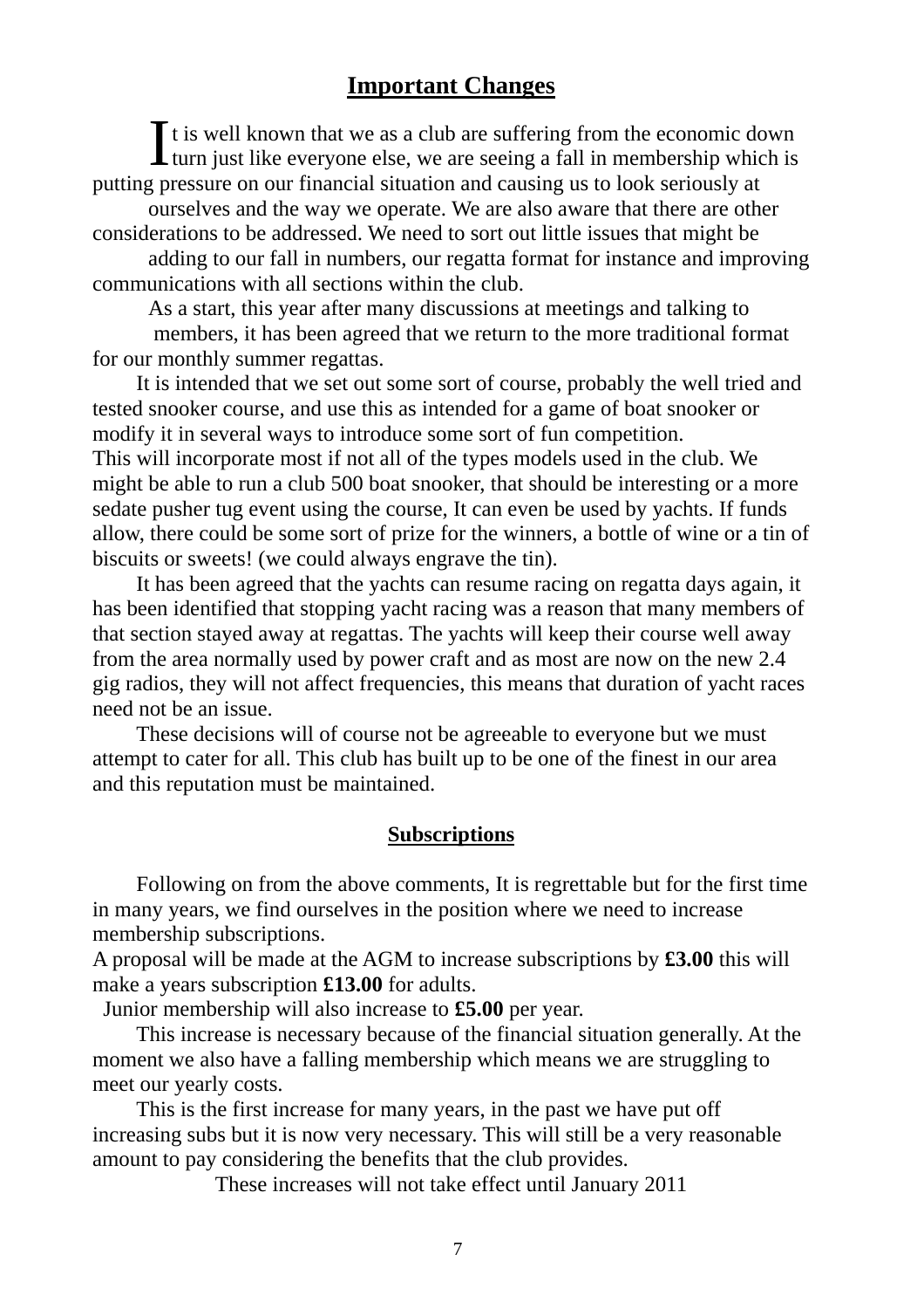## Important Changes

It is well known that we as a club are suffering from the economic down turn just like everyone else, we are seeing a fall in membership which is putting pressure on our financial situation and causing us to look seriously at ourselves and the way we operate. We are also aware that there are other considerations to be addressed. We need to sort out little issues that might be adding to our fall in numbers, our regatta format for instance and improving communications with all sections within the club.

As a start, this year after many discussions at meetings and talking to members, it has been agreed that we return to the more traditional format for our monthly summer regattas.

It is intended that we set out some sort of course, probably the well tried and tested snooker course, and use this as intended for a game of boat snooker or modify it in several ways to introduce some sort of fun competition.
This will incorporate most if not all of the types models used in the club. We might be able to run a club 500 boat snooker, that should be interesting or a more sedate pusher tug event using the course, It can even be used by yachts. If funds allow, there could be some sort of prize for the winners, a bottle of wine or a tin of biscuits or sweets! (we could always engrave the tin).

It has been agreed that the yachts can resume racing on regatta days again, it has been identified that stopping yacht racing was a reason that many members of that section stayed away at regattas. The yachts will keep their course well away from the area normally used by power craft and as most are now on the new 2.4 gig radios, they will not affect frequencies, this means that duration of yacht races need not be an issue.

These decisions will of course not be agreeable to everyone but we must attempt to cater for all. This club has built up to be one of the finest in our area and this reputation must be maintained.

## Subscriptions

Following on from the above comments, It is regrettable but for the first time in many years, we find ourselves in the position where we need to increase membership subscriptions.
A proposal will be made at the AGM to increase subscriptions by **£3.00** this will make a years subscription **£13.00** for adults.
Junior membership will also increase to **£5.00** per year.

This increase is necessary because of the financial situation generally. At the moment we also have a falling membership which means we are struggling to meet our yearly costs.

This is the first increase for many years, in the past we have put off increasing subs but it is now very necessary. This will still be a very reasonable amount to pay considering the benefits that the club provides.

These increases will not take effect until January 2011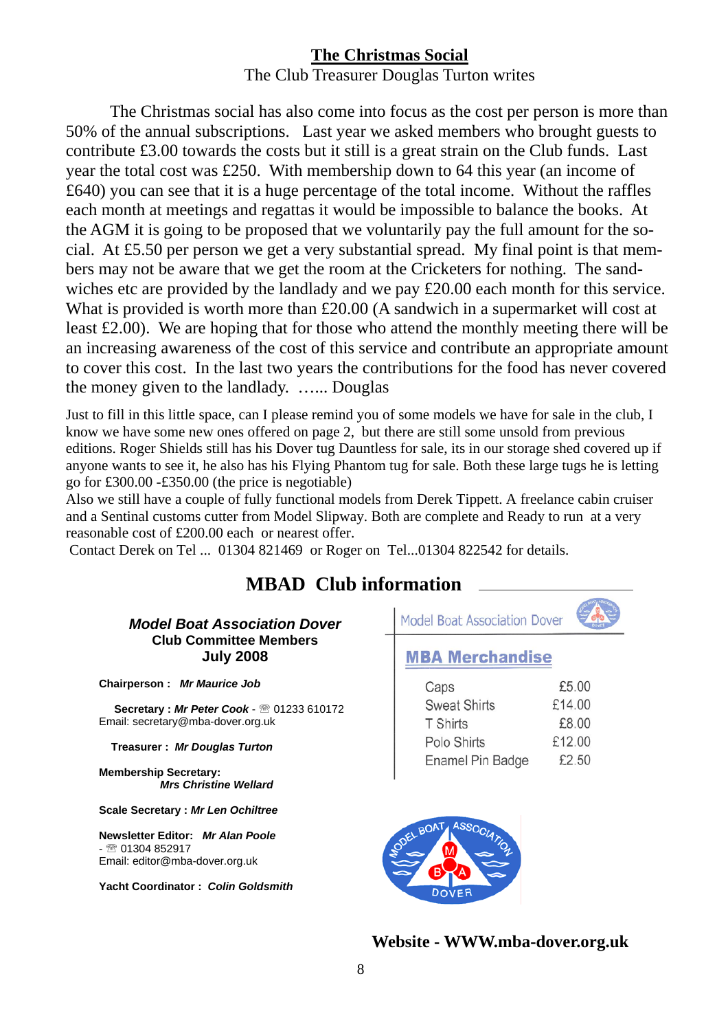## The Christmas Social

The Club Treasurer Douglas Turton writes

The Christmas social has also come into focus as the cost per person is more than 50% of the annual subscriptions. Last year we asked members who brought guests to contribute £3.00 towards the costs but it still is a great strain on the Club funds. Last year the total cost was £250. With membership down to 64 this year (an income of £640) you can see that it is a huge percentage of the total income. Without the raffles each month at meetings and regattas it would be impossible to balance the books. At the AGM it is going to be proposed that we voluntarily pay the full amount for the social. At £5.50 per person we get a very substantial spread. My final point is that members may not be aware that we get the room at the Cricketers for nothing. The sandwiches etc are provided by the landlady and we pay £20.00 each month for this service. What is provided is worth more than £20.00 (A sandwich in a supermarket will cost at least £2.00). We are hoping that for those who attend the monthly meeting there will be an increasing awareness of the cost of this service and contribute an appropriate amount to cover this cost. In the last two years the contributions for the food has never covered the money given to the landlady. …... Douglas

Just to fill in this little space, can I please remind you of some models we have for sale in the club, I know we have some new ones offered on page 2, but there are still some unsold from previous editions. Roger Shields still has his Dover tug Dauntless for sale, its in our storage shed covered up if anyone wants to see it, he also has his Flying Phantom tug for sale. Both these large tugs he is letting go for £300.00 -£350.00 (the price is negotiable)

Also we still have a couple of fully functional models from Derek Tippett. A freelance cabin cruiser and a Sentinal customs cutter from Model Slipway. Both are complete and Ready to run at a very reasonable cost of £200.00 each or nearest offer.

Contact Derek on Tel ... 01304 821469 or Roger on Tel...01304 822542 for details.

## MBAD Club information

***Model Boat Association Dover***
**Club Committee Members**
**July 2008**

**Chairperson :** ***Mr Maurice Job***

**Secretary :** ***Mr Peter Cook*** - ☏ 01233 610172
Email: secretary@mba-dover.org.uk

**Treasurer :** ***Mr Douglas Turton***

**Membership Secretary:** ***Mrs Christine Wellard***

**Scale Secretary :** ***Mr Len Ochiltree***

**Newsletter Editor:** ***Mr Alan Poole*** - ☏ 01304 852917
Email: editor@mba-dover.org.uk

**Yacht Coordinator :** ***Colin Goldsmith***

Model Boat Association Dover

### MBA Merchandise

| | |
|---|---|
| Caps | £5.00 |
| Sweat Shirts | £14.00 |
| T Shirts | £8.00 |
| Polo Shirts | £12.00 |
| Enamel Pin Badge | £2.50 |

MODEL BOAT ASSOCIATION
M B A
DOVER

**Website - WWW.mba-dover.org.uk**